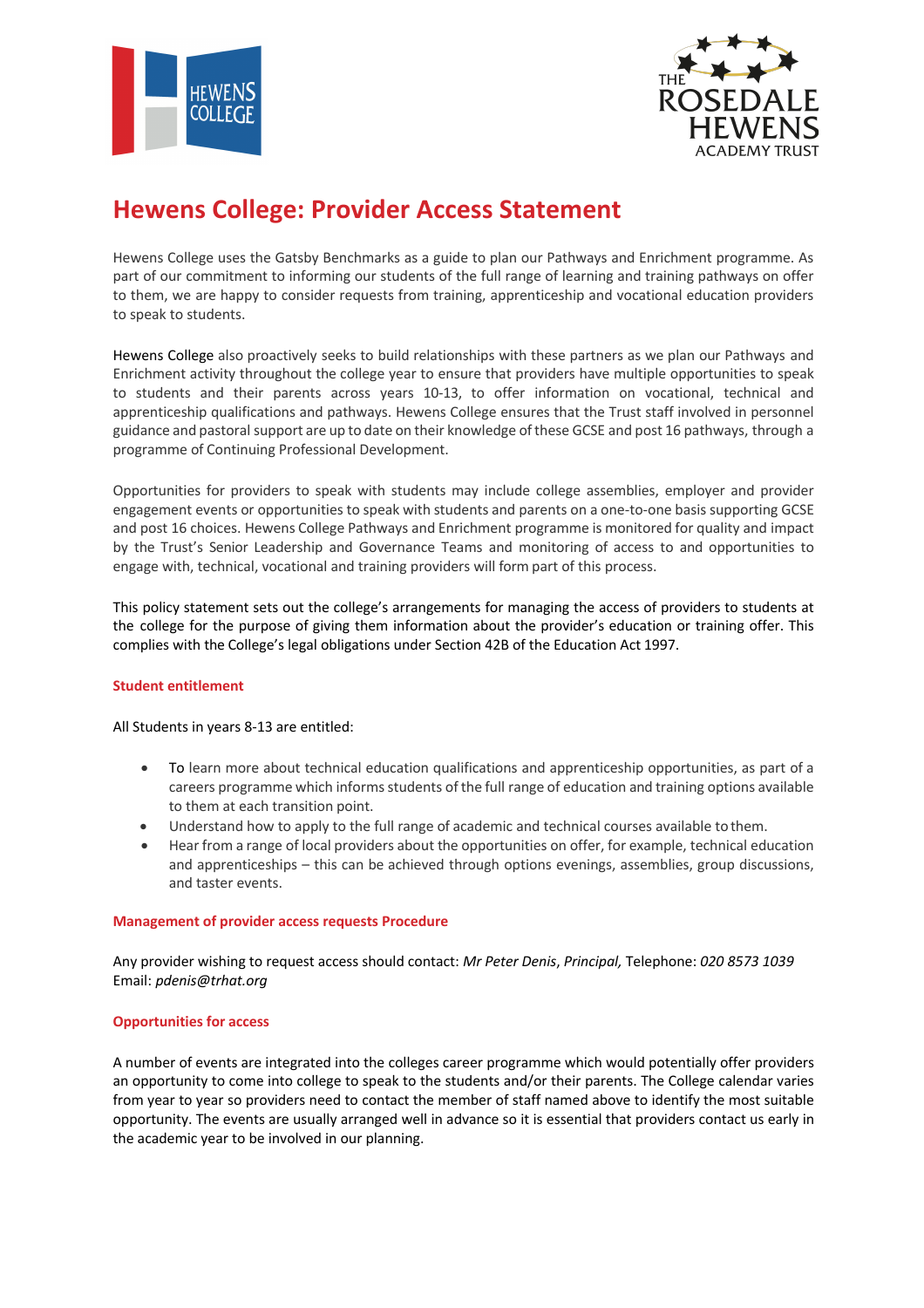# Hewens College: Provider Access Statement

Hewens College uses the Gatsby Benchmarks as a guide to plan our Pathways and Enrichment programme. As part of our commitment to informing our students of the full range of learning and training pathways on offer to them, we are happy to consider requests from training, apprenticeship and vocational education providers to speak to students.

Hewens College also proactively seeks to build relationships with these partners as we plan our Pathways and Enrichment activity throughout the college year to ensure that providers have multiple opportunities to speak to students and their parents across years 10-13, to offer information on vocational, technical and apprenticeship qualifications and pathways. Hewens College ensures that the Trust staff involved in personnel guidance and pastoral support are up to date on their knowledge of these GCSE and post 16 pathways, through a programme of Continuing Professional Development.

Opportunities for providers to speak with students may include college assemblies, employer and provider engagement events or opportunities to speak with students and parents on a one-to-one basis supporting GCSE and post 16 choices. Hewens College Pathways and Enrichment programme is monitored for quality and impact by the Trust's Senior Leadership and Governance Teams and monitoring of access to and opportunities to engage with, technical, vocational and training providers will form part of this process.

This policy statement sets out the college's arrangements for managing the access of providers to students at the college for the purpose of giving them information about the provider's education or training offer. This complies with the College's legal obligations under Section 42B of the Education Act 1997.

### Student entitlement

All Students in years 8-13 are entitled:

- To learn more about technical education qualifications and apprenticeship opportunities, as part of a careers programme which informs students of the full range of education and training options available to them at each transition point.
- Understand how to apply to the full range of academic and technical courses available to them.
- Hear from a range of local providers about the opportunities on offer, for example, technical education and apprenticeships – this can be achieved through options evenings, assemblies, group discussions, and taster events.

### Management of provider access requests Procedure

Any provider wishing to request access should contact: *Mr Peter Denis*, *Principal,* Telephone: *020 8573 1039*
Email: *pdenis@trhat.org*

### Opportunities for access

A number of events are integrated into the colleges career programme which would potentially offer providers an opportunity to come into college to speak to the students and/or their parents. The College calendar varies from year to year so providers need to contact the member of staff named above to identify the most suitable opportunity. The events are usually arranged well in advance so it is essential that providers contact us early in the academic year to be involved in our planning.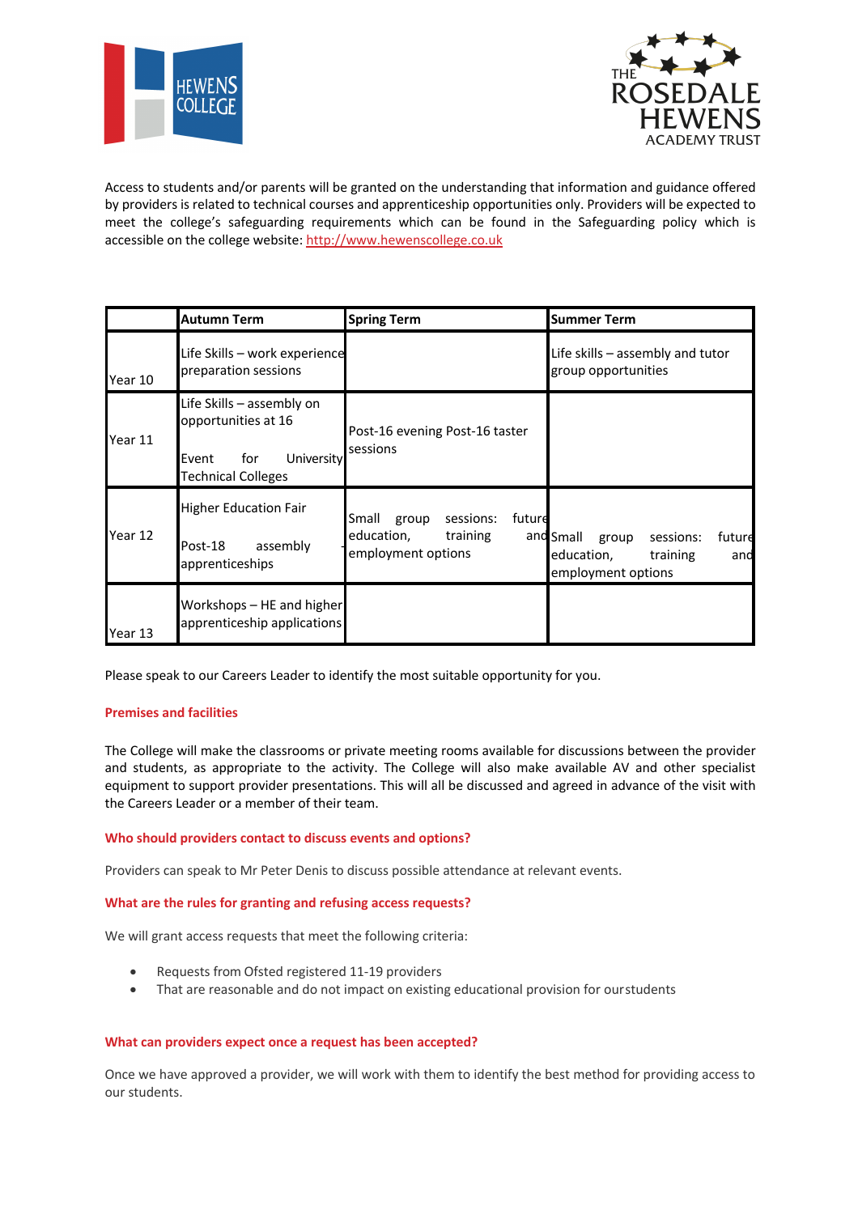Access to students and/or parents will be granted on the understanding that information and guidance offered by providers is related to technical courses and apprenticeship opportunities only. Providers will be expected to meet the college's safeguarding requirements which can be found in the Safeguarding policy which is accessible on the college website: http://www.hewenscollege.co.uk

| | Autumn Term | Spring Term | Summer Term |
|---|---|---|---|
| Year 10 | Life Skills – work experience preparation sessions | | Life skills – assembly and tutor group opportunities |
| Year 11 | Life Skills – assembly on opportunities at 16<br><br>Event for University Technical Colleges | Post-16 evening Post-16 taster sessions | |
| Year 12 | Higher Education Fair<br><br>Post-18 assembly apprenticeships | Small group sessions: future education, training and employment options | Small group sessions: future education, training and employment options |
| Year 13 | Workshops – HE and higher apprenticeship applications | | |

Please speak to our Careers Leader to identify the most suitable opportunity for you.

### Premises and facilities

The College will make the classrooms or private meeting rooms available for discussions between the provider and students, as appropriate to the activity. The College will also make available AV and other specialist equipment to support provider presentations. This will all be discussed and agreed in advance of the visit with the Careers Leader or a member of their team.

### Who should providers contact to discuss events and options?

Providers can speak to Mr Peter Denis to discuss possible attendance at relevant events.

### What are the rules for granting and refusing access requests?

We will grant access requests that meet the following criteria:

- Requests from Ofsted registered 11-19 providers
- That are reasonable and do not impact on existing educational provision for ourstudents

### What can providers expect once a request has been accepted?

Once we have approved a provider, we will work with them to identify the best method for providing access to our students.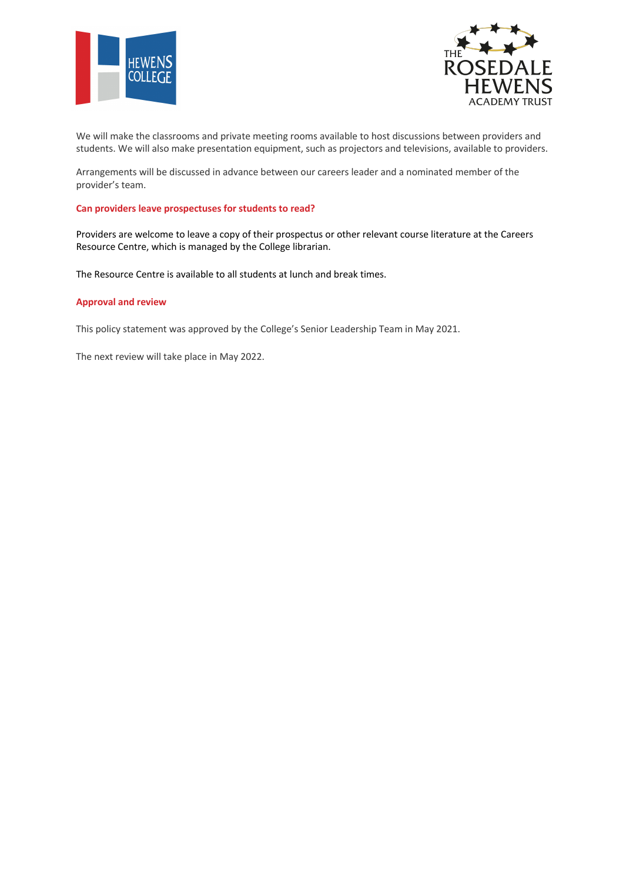We will make the classrooms and private meeting rooms available to host discussions between providers and students. We will also make presentation equipment, such as projectors and televisions, available to providers.

Arrangements will be discussed in advance between our careers leader and a nominated member of the provider's team.

### Can providers leave prospectuses for students to read?

Providers are welcome to leave a copy of their prospectus or other relevant course literature at the Careers Resource Centre, which is managed by the College librarian.

The Resource Centre is available to all students at lunch and break times.

### Approval and review

This policy statement was approved by the College's Senior Leadership Team in May 2021.

The next review will take place in May 2022.